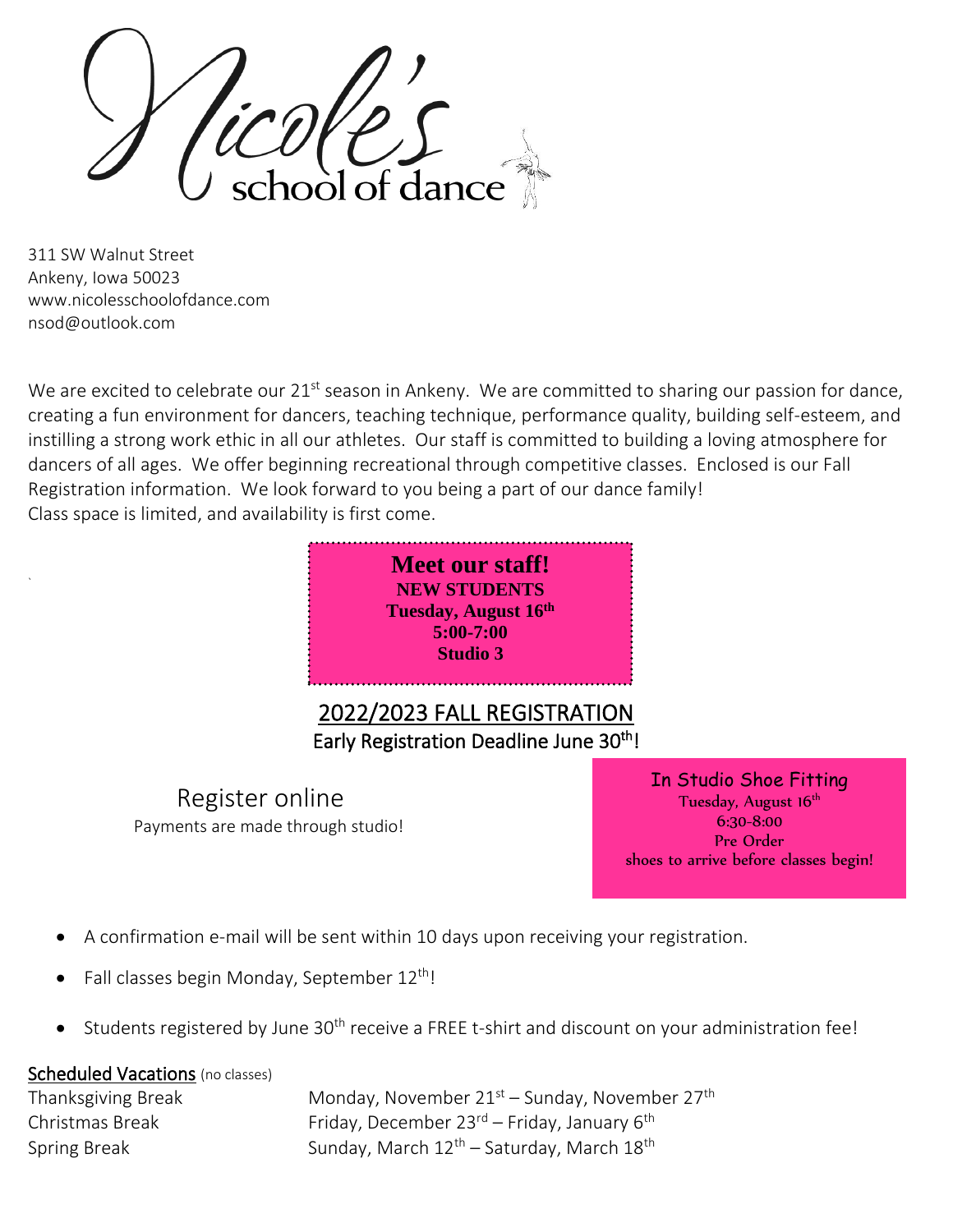# Nicole's school of dance

311 SW Walnut Street
Ankeny, Iowa 50023
www.nicolesschoolofdance.com
nsod@outlook.com

We are excited to celebrate our 21st season in Ankeny. We are committed to sharing our passion for dance, creating a fun environment for dancers, teaching technique, performance quality, building self-esteem, and instilling a strong work ethic in all our athletes. Our staff is committed to building a loving atmosphere for dancers of all ages. We offer beginning recreational through competitive classes. Enclosed is our Fall Registration information. We look forward to you being a part of our dance family!
Class space is limited, and availability is first come.

**Meet our staff!**
**NEW STUDENTS**
**Tuesday, August 16th**
**5:00-7:00**
**Studio 3**

## 2022/2023 FALL REGISTRATION

Early Registration Deadline June 30th!

Register online
Payments are made through studio!

**In Studio Shoe Fitting**
Tuesday, August 16th
6:30-8:00
Pre Order
shoes to arrive before classes begin!

- A confirmation e-mail will be sent within 10 days upon receiving your registration.
- Fall classes begin Monday, September 12th!
- Students registered by June 30th receive a FREE t-shirt and discount on your administration fee!

**Scheduled Vacations** (no classes)

| | |
|---|---|
| Thanksgiving Break | Monday, November 21st – Sunday, November 27th |
| Christmas Break | Friday, December 23rd – Friday, January 6th |
| Spring Break | Sunday, March 12th – Saturday, March 18th |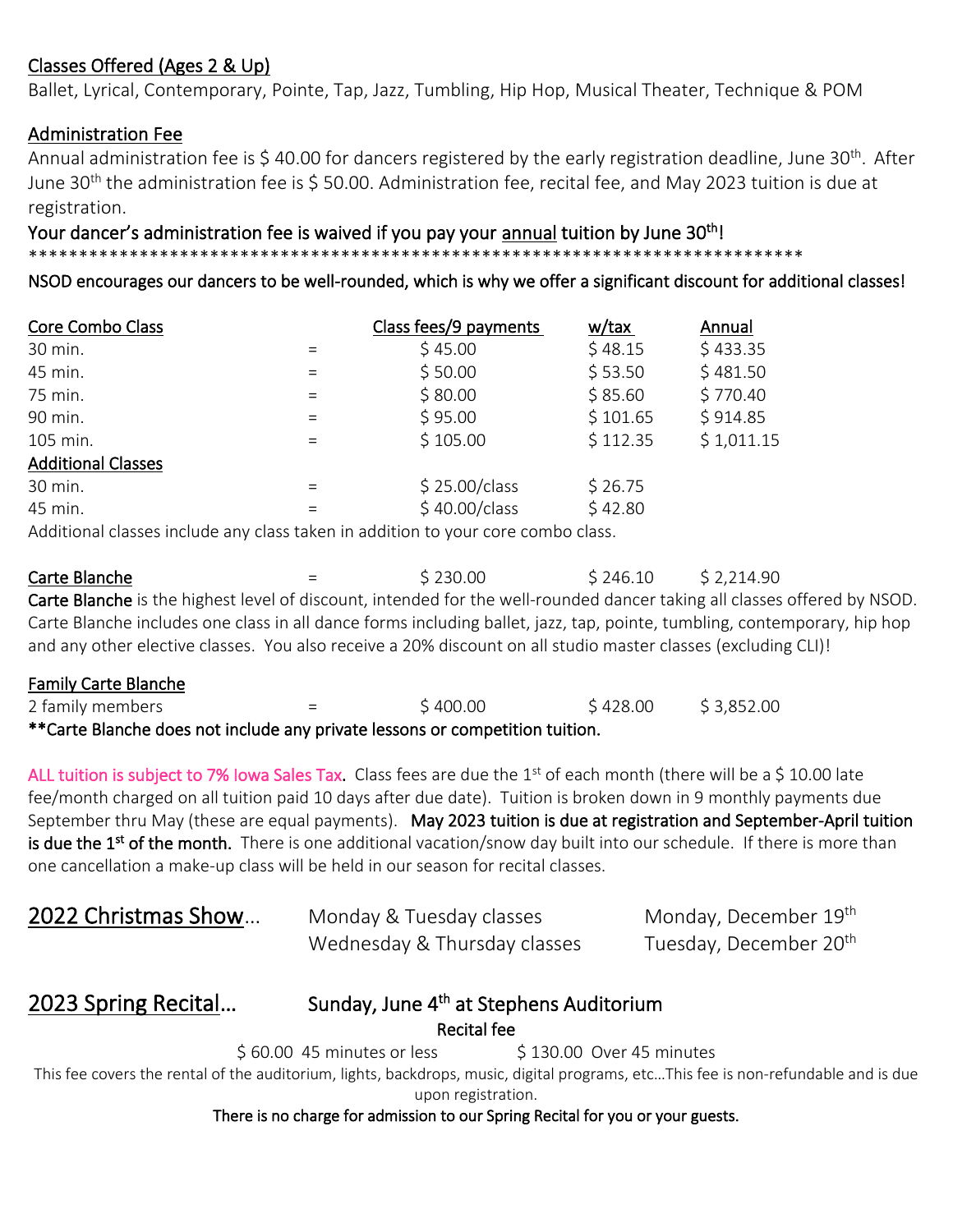## Classes Offered (Ages 2 & Up)

Ballet, Lyrical, Contemporary, Pointe, Tap, Jazz, Tumbling, Hip Hop, Musical Theater, Technique & POM

## Administration Fee

Annual administration fee is $ 40.00 for dancers registered by the early registration deadline, June 30th. After June 30th the administration fee is $ 50.00. Administration fee, recital fee, and May 2023 tuition is due at registration.

**Your dancer's administration fee is waived if you pay your annual tuition by June 30th!**

****************************************************************************

**NSOD encourages our dancers to be well-rounded, which is why we offer a significant discount for additional classes!**

| Core Combo Class | | Class fees/9 payments | w/tax | Annual |
|---|---|---|---|---|
| 30 min. | = | $ 45.00 | $ 48.15 | $ 433.35 |
| 45 min. | = | $ 50.00 | $ 53.50 | $ 481.50 |
| 75 min. | = | $ 80.00 | $ 85.60 | $ 770.40 |
| 90 min. | = | $ 95.00 | $ 101.65 | $ 914.85 |
| 105 min. | = | $ 105.00 | $ 112.35 | $ 1,011.15 |
| **Additional Classes** | | | | |
| 30 min. | = | $ 25.00/class | $ 26.75 | |
| 45 min. | = | $ 40.00/class | $ 42.80 | |

Additional classes include any class taken in addition to your core combo class.

| Carte Blanche | = | $ 230.00 | $ 246.10 | $ 2,214.90 |
|---|---|---|---|---|

**Carte Blanche** is the highest level of discount, intended for the well-rounded dancer taking all classes offered by NSOD. Carte Blanche includes one class in all dance forms including ballet, jazz, tap, pointe, tumbling, contemporary, hip hop and any other elective classes. You also receive a 20% discount on all studio master classes (excluding CLI)!

| Family Carte Blanche | | | | |
|---|---|---|---|---|
| 2 family members | = | $ 400.00 | $ 428.00 | $ 3,852.00 |

****Carte Blanche does not include any private lessons or competition tuition.**

**ALL tuition is subject to 7% Iowa Sales Tax.** Class fees are due the 1st of each month (there will be a $ 10.00 late fee/month charged on all tuition paid 10 days after due date). Tuition is broken down in 9 monthly payments due September thru May (these are equal payments). **May 2023 tuition is due at registration and September-April tuition is due the 1st of the month.** There is one additional vacation/snow day built into our schedule. If there is more than one cancellation a make-up class will be held in our season for recital classes.

## 2022 Christmas Show…

| | |
|---|---|
| Monday & Tuesday classes | Monday, December 19th |
| Wednesday & Thursday classes | Tuesday, December 20th |

## 2023 Spring Recital… Sunday, June 4th at Stephens Auditorium

**Recital fee**

$ 60.00 45 minutes or less $ 130.00 Over 45 minutes

This fee covers the rental of the auditorium, lights, backdrops, music, digital programs, etc…This fee is non-refundable and is due upon registration.

**There is no charge for admission to our Spring Recital for you or your guests.**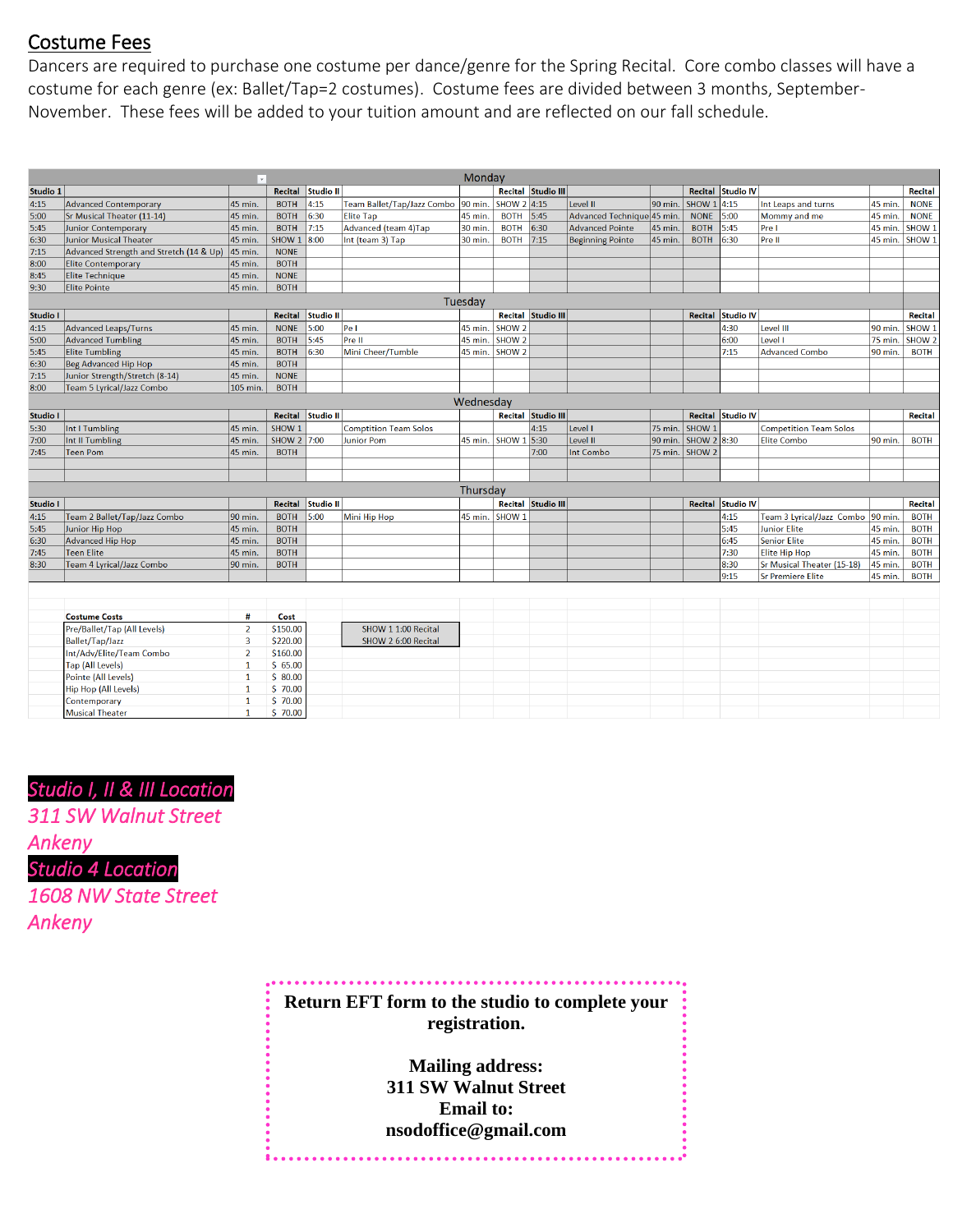## Costume Fees

Dancers are required to purchase one costume per dance/genre for the Spring Recital. Core combo classes will have a costume for each genre (ex: Ballet/Tap=2 costumes). Costume fees are divided between 3 months, September-November. These fees will be added to your tuition amount and are reflected on our fall schedule.

**Monday**

| Studio 1 | | | Recital | Studio II | | | Recital | Studio III | | | Recital | Studio IV | | | Recital |
|---|---|---|---|---|---|---|---|---|---|---|---|---|---|---|---|
| 4:15 | Advanced Contemporary | 45 min. | BOTH | 4:15 | Team Ballet/Tap/Jazz Combo | 90 min. | SHOW 2 | 4:15 | Level II | 90 min. | SHOW 1 | 4:15 | Int Leaps and turns | 45 min. | NONE |
| 5:00 | Sr Musical Theater (11-14) | 45 min. | BOTH | 6:30 | Elite Tap | 45 min. | BOTH | 5:45 | Advanced Technique | 45 min. | NONE | 5:00 | Mommy and me | 45 min. | NONE |
| 5:45 | Junior Contemporary | 45 min. | BOTH | 7:15 | Advanced (team 4)Tap | 30 min. | BOTH | 6:30 | Advanced Pointe | 45 min. | BOTH | 5:45 | Pre I | 45 min. | SHOW 1 |
| 6:30 | Junior Musical Theater | 45 min. | SHOW 1 | 8:00 | Int (team 3) Tap | 30 min. | BOTH | 7:15 | Beginning Pointe | 45 min. | BOTH | 6:30 | Pre II | 45 min. | SHOW 1 |
| 7:15 | Advanced Strength and Stretch (14 & Up) | 45 min. | NONE | | | | | | | | | | | | |
| 8:00 | Elite Contemporary | 45 min. | BOTH | | | | | | | | | | | | |
| 8:45 | Elite Technique | 45 min. | NONE | | | | | | | | | | | | |
| 9:30 | Elite Pointe | 45 min. | BOTH | | | | | | | | | | | | |

**Tuesday**

| Studio I | | | Recital | Studio II | | | Recital | Studio III | | | Recital | Studio IV | | | Recital |
|---|---|---|---|---|---|---|---|---|---|---|---|---|---|---|---|
| 4:15 | Advanced Leaps/Turns | 45 min. | NONE | 5:00 | Pe I | 45 min. | SHOW 2 | | | | | 4:30 | Level III | 90 min. | SHOW 1 |
| 5:00 | Advanced Tumbling | 45 min. | BOTH | 5:45 | Pre II | 45 min. | SHOW 2 | | | | | 6:00 | Level I | 75 min. | SHOW 2 |
| 5:45 | Elite Tumbling | 45 min. | BOTH | 6:30 | Mini Cheer/Tumble | 45 min. | SHOW 2 | | | | | 7:15 | Advanced Combo | 90 min. | BOTH |
| 6:30 | Beg Advanced Hip Hop | 45 min. | BOTH | | | | | | | | | | | | |
| 7:15 | Junior Strength/Stretch (8-14) | 45 min. | NONE | | | | | | | | | | | | |
| 8:00 | Team 5 Lyrical/Jazz Combo | 105 min. | BOTH | | | | | | | | | | | | |

**Wednesday**

| Studio I | | | Recital | Studio II | | | Recital | Studio III | | | Recital | Studio IV | | | Recital |
|---|---|---|---|---|---|---|---|---|---|---|---|---|---|---|---|
| 5:30 | Int I Tumbling | 45 min. | SHOW 1 | | Comptition Team Solos | | | 4:15 | Level I | 75 min. | SHOW 1 | | Competition Team Solos | | |
| 7:00 | Int II Tumbling | 45 min. | SHOW 2 | 7:00 | Junior Pom | 45 min. | SHOW 1 | 5:30 | Level II | 90 min. | SHOW 2 | 8:30 | Elite Combo | 90 min. | BOTH |
| 7:45 | Teen Pom | 45 min. | BOTH | | | | | 7:00 | Int Combo | 75 min. | SHOW 2 | | | | |

**Thursday**

| Studio I | | | Recital | Studio II | | | Recital | Studio III | | | Recital | Studio IV | | | Recital |
|---|---|---|---|---|---|---|---|---|---|---|---|---|---|---|---|
| 4:15 | Team 2 Ballet/Tap/Jazz Combo | 90 min. | BOTH | 5:00 | Mini Hip Hop | 45 min. | SHOW 1 | | | | | 4:15 | Team 3 Lyrical/Jazz Combo | 90 min. | BOTH |
| 5:45 | Junior Hip Hop | 45 min. | BOTH | | | | | | | | | 5:45 | Junior Elite | 45 min. | BOTH |
| 6:30 | Advanced Hip Hop | 45 min. | BOTH | | | | | | | | | 6:45 | Senior Elite | 45 min. | BOTH |
| 7:45 | Teen Elite | 45 min. | BOTH | | | | | | | | | 7:30 | Elite Hip Hop | 45 min. | BOTH |
| 8:30 | Team 4 Lyrical/Jazz Combo | 90 min. | BOTH | | | | | | | | | 8:30 | Sr Musical Theater (15-18) | 45 min. | BOTH |
| | | | | | | | | | | | | 9:15 | Sr Premiere Elite | 45 min. | BOTH |

| Costume Costs | # | Cost |
|---|---|---|
| Pre/Ballet/Tap (All Levels) | 2 | $150.00 |
| Ballet/Tap/Jazz | 3 | $220.00 |
| Int/Adv/Elite/Team Combo | 2 | $160.00 |
| Tap (All Levels) | 1 | $ 65.00 |
| Pointe (All Levels) | 1 | $ 80.00 |
| Hip Hop (All Levels) | 1 | $ 70.00 |
| Contemporary | 1 | $ 70.00 |
| Musical Theater | 1 | $ 70.00 |

SHOW 1 1:00 Recital
SHOW 2 6:00 Recital

***Studio I, II & III Location***
*311 SW Walnut Street*
*Ankeny*
***Studio 4 Location***
*1608 NW State Street*
*Ankeny*

**Return EFT form to the studio to complete your registration.**

**Mailing address:**
**311 SW Walnut Street**
**Email to:**
**nsodoffice@gmail.com**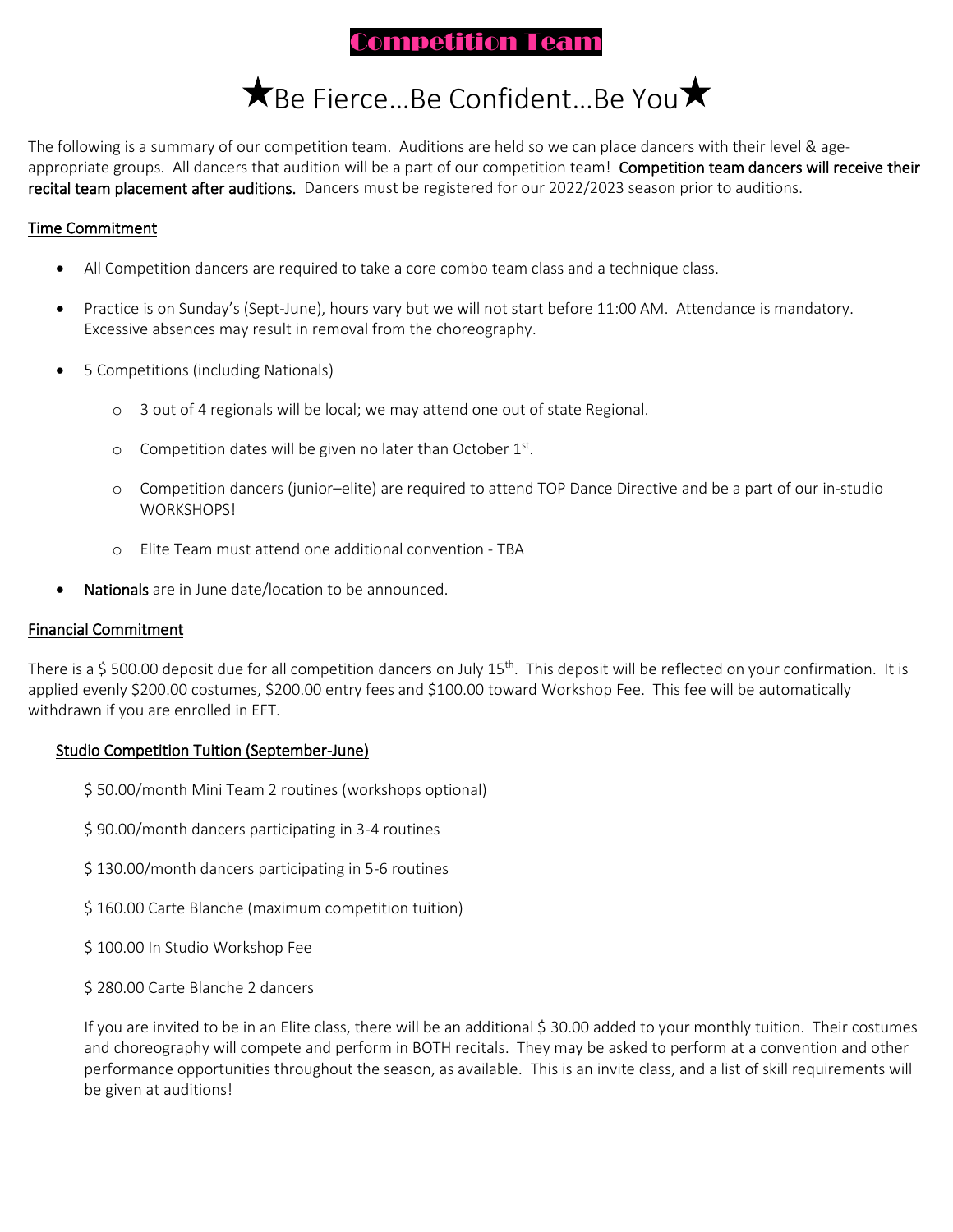# Competition Team

## ★Be Fierce…Be Confident…Be You★

The following is a summary of our competition team. Auditions are held so we can place dancers with their level & age-appropriate groups. All dancers that audition will be a part of our competition team! **Competition team dancers will receive their recital team placement after auditions.** Dancers must be registered for our 2022/2023 season prior to auditions.

### Time Commitment

- All Competition dancers are required to take a core combo team class and a technique class.
- Practice is on Sunday's (Sept-June), hours vary but we will not start before 11:00 AM. Attendance is mandatory. Excessive absences may result in removal from the choreography.
- 5 Competitions (including Nationals)
  - 3 out of 4 regionals will be local; we may attend one out of state Regional.
  - Competition dates will be given no later than October 1st.
  - Competition dancers (junior–elite) are required to attend TOP Dance Directive and be a part of our in-studio WORKSHOPS!
  - Elite Team must attend one additional convention - TBA
- **Nationals** are in June date/location to be announced.

### Financial Commitment

There is a $ 500.00 deposit due for all competition dancers on July 15th. This deposit will be reflected on your confirmation. It is applied evenly $200.00 costumes, $200.00 entry fees and $100.00 toward Workshop Fee. This fee will be automatically withdrawn if you are enrolled in EFT.

#### Studio Competition Tuition (September-June)

$ 50.00/month Mini Team 2 routines (workshops optional)

$ 90.00/month dancers participating in 3-4 routines

$ 130.00/month dancers participating in 5-6 routines

$ 160.00 Carte Blanche (maximum competition tuition)

$ 100.00 In Studio Workshop Fee

$ 280.00 Carte Blanche 2 dancers

If you are invited to be in an Elite class, there will be an additional $ 30.00 added to your monthly tuition. Their costumes and choreography will compete and perform in BOTH recitals. They may be asked to perform at a convention and other performance opportunities throughout the season, as available. This is an invite class, and a list of skill requirements will be given at auditions!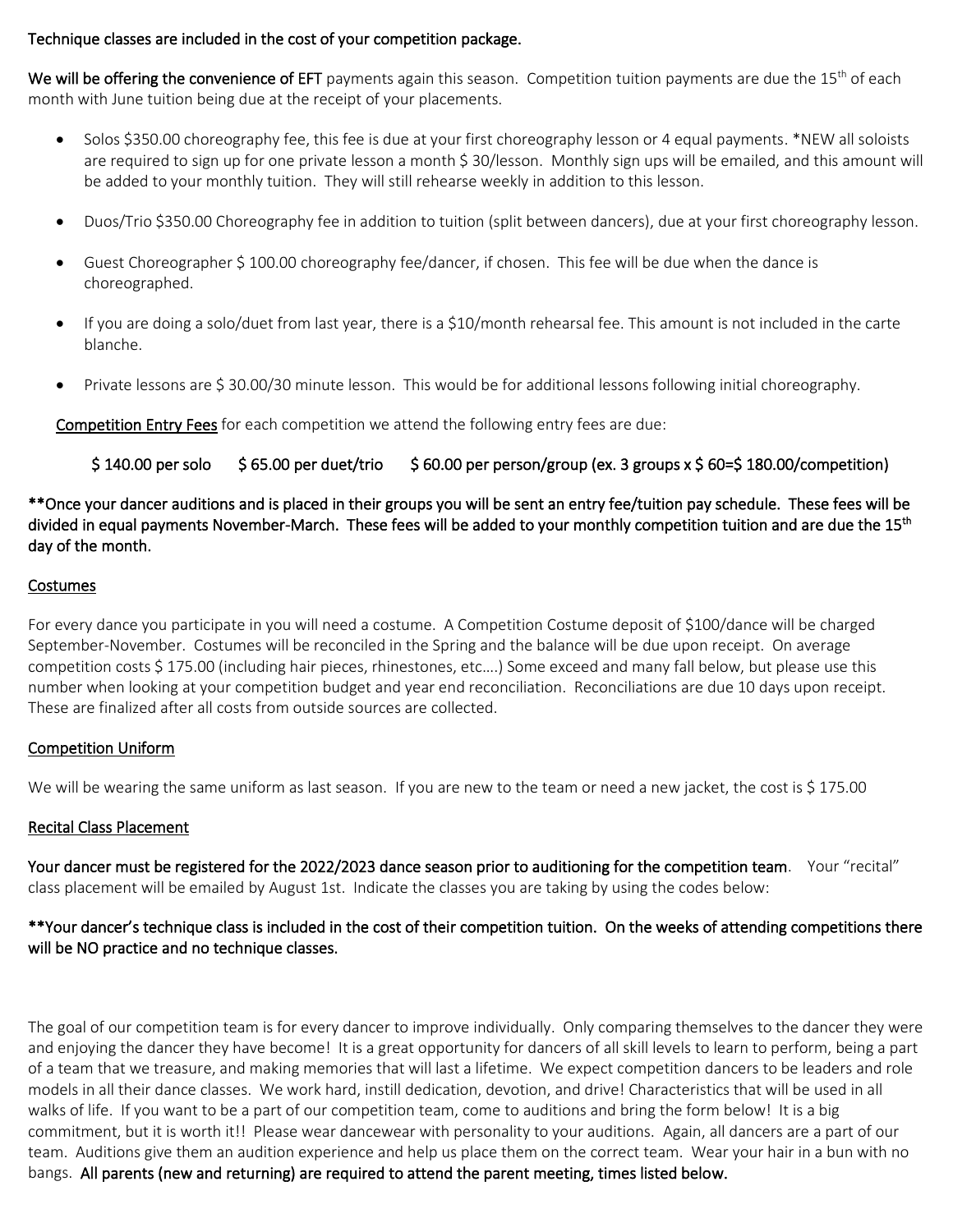**Technique classes are included in the cost of your competition package.**

**We will be offering the convenience of EFT** payments again this season. Competition tuition payments are due the 15th of each month with June tuition being due at the receipt of your placements.

- Solos $350.00 choreography fee, this fee is due at your first choreography lesson or 4 equal payments. *NEW all soloists are required to sign up for one private lesson a month $ 30/lesson. Monthly sign ups will be emailed, and this amount will be added to your monthly tuition. They will still rehearse weekly in addition to this lesson.

- Duos/Trio $350.00 Choreography fee in addition to tuition (split between dancers), due at your first choreography lesson.

- Guest Choreographer $ 100.00 choreography fee/dancer, if chosen. This fee will be due when the dance is choreographed.

- If you are doing a solo/duet from last year, there is a $10/month rehearsal fee. This amount is not included in the carte blanche.

- Private lessons are $ 30.00/30 minute lesson. This would be for additional lessons following initial choreography.

<u>Competition Entry Fees</u> for each competition we attend the following entry fees are due:

**$ 140.00 per solo  $ 65.00 per duet/trio  $ 60.00 per person/group (ex. 3 groups x $ 60=$ 180.00/competition)**

****Once your dancer auditions and is placed in their groups you will be sent an entry fee/tuition pay schedule. These fees will be divided in equal payments November-March. These fees will be added to your monthly competition tuition and are due the 15th day of the month.**

<u>Costumes</u>

For every dance you participate in you will need a costume. A Competition Costume deposit of $100/dance will be charged September-November. Costumes will be reconciled in the Spring and the balance will be due upon receipt. On average competition costs $ 175.00 (including hair pieces, rhinestones, etc….) Some exceed and many fall below, but please use this number when looking at your competition budget and year end reconciliation. Reconciliations are due 10 days upon receipt. These are finalized after all costs from outside sources are collected.

<u>Competition Uniform</u>

We will be wearing the same uniform as last season. If you are new to the team or need a new jacket, the cost is $ 175.00

<u>Recital Class Placement</u>

**Your dancer must be registered for the 2022/2023 dance season prior to auditioning for the competition team**. Your "recital" class placement will be emailed by August 1st. Indicate the classes you are taking by using the codes below:

****Your dancer's technique class is included in the cost of their competition tuition. On the weeks of attending competitions there will be NO practice and no technique classes.**

The goal of our competition team is for every dancer to improve individually. Only comparing themselves to the dancer they were and enjoying the dancer they have become! It is a great opportunity for dancers of all skill levels to learn to perform, being a part of a team that we treasure, and making memories that will last a lifetime. We expect competition dancers to be leaders and role models in all their dance classes. We work hard, instill dedication, devotion, and drive! Characteristics that will be used in all walks of life. If you want to be a part of our competition team, come to auditions and bring the form below! It is a big commitment, but it is worth it!! Please wear dancewear with personality to your auditions. Again, all dancers are a part of our team. Auditions give them an audition experience and help us place them on the correct team. Wear your hair in a bun with no bangs. **All parents (new and returning) are required to attend the parent meeting, times listed below.**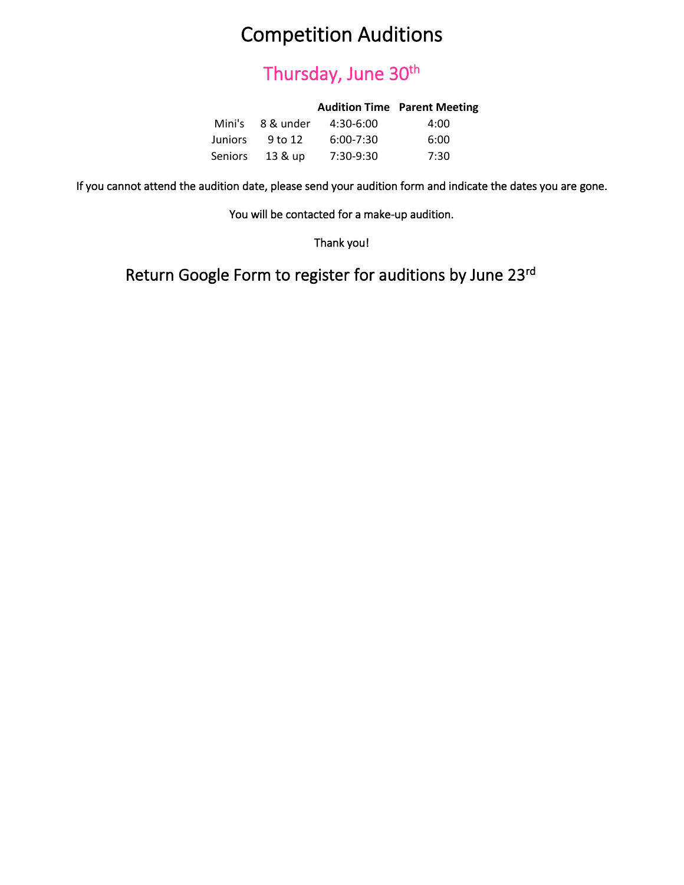# Competition Auditions

## Thursday, June 30th

| | | Audition Time | Parent Meeting |
|---|---|---|---|
| Mini's | 8 & under | 4:30-6:00 | 4:00 |
| Juniors | 9 to 12 | 6:00-7:30 | 6:00 |
| Seniors | 13 & up | 7:30-9:30 | 7:30 |

If you cannot attend the audition date, please send your audition form and indicate the dates you are gone.

You will be contacted for a make-up audition.

Thank you!

## Return Google Form to register for auditions by June 23rd